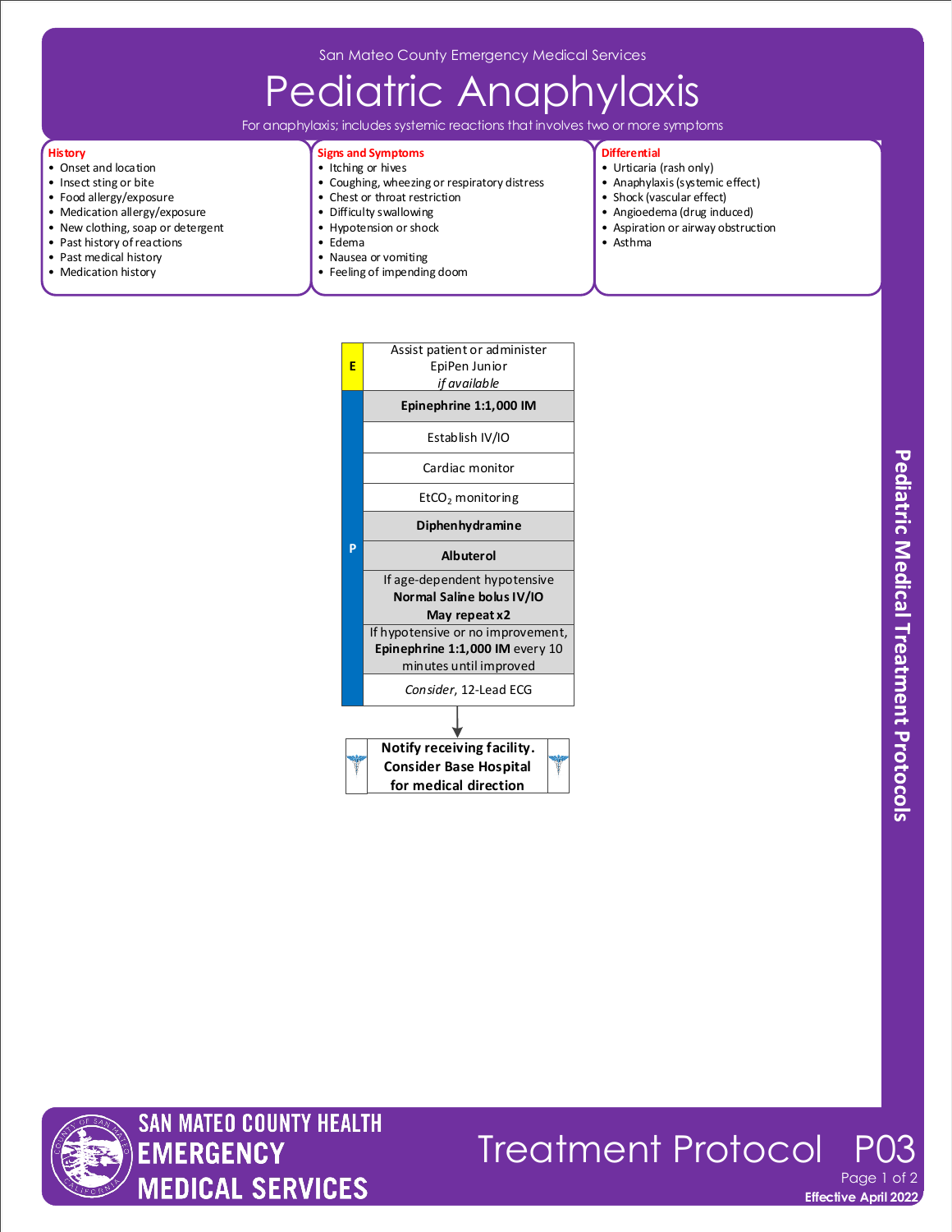San Mateo County Emergency Medical Services

# Pediatric Anaphylaxis

For anaphylaxis; includes systemic reactions that involves two or more symptoms

### History

- Onset and location
- Insect sting or bite
- Food allergy/exposure
- Medication allergy/exposure
- New clothing, soap or detergent
- Past history of reactions
- Past medical history
- Medication history

### Signs and Symptoms

- Itching or hives
- Coughing, wheezing or respiratory distress
- Chest or throat restriction
- Difficulty swallowing
- Hypotension or shock
- Edema
- Nausea or vomiting
- Feeling of impending doom

### Differential

- Urticaria (rash only)
- Anaphylaxis (systemic effect)
- Shock (vascular effect)
- Angioedema (drug induced)
- Aspiration or airway obstruction
- Asthma

| Level | Intervention |
|---|---|
| E | Assist patient or administer EpiPen Junior *if available* |
| P | **Epinephrine 1:1,000 IM** |
| P | Establish IV/IO |
| P | Cardiac monitor |
| P | $EtCO_2$ monitoring |
| P | **Diphenhydramine** |
| P | **Albuterol** |
| P | If age-dependent hypotensive **Normal Saline bolus IV/IO May repeat x2** |
| P | If hypotensive or no improvement, **Epinephrine 1:1,000 IM** every 10 minutes until improved |
| P | *Consider*, 12-Lead ECG |

**Notify receiving facility. Consider Base Hospital for medical direction**

Pediatric Medical Treatment Protocols

SAN MATEO COUNTY HEALTH EMERGENCY MEDICAL SERVICES

Treatment Protocol P03

Effective April 2022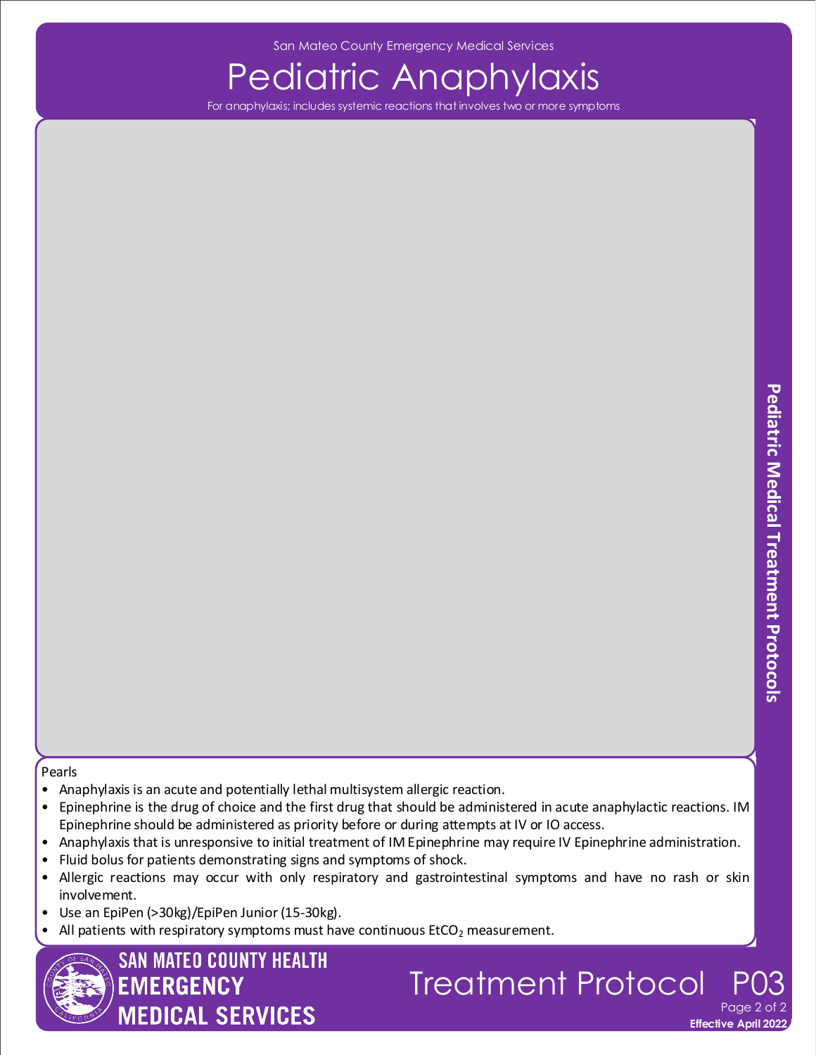# Pediatric Anaphylaxis

For anaphylaxis; includes systemic reactions that involves two or more symptoms

Pearls

- Anaphylaxis is an acute and potentially lethal multisystem allergic reaction.
- Epinephrine is the drug of choice and the first drug that should be administered in acute anaphylactic reactions. IM Epinephrine should be administered as priority before or during attempts at IV or IO access.
- Anaphylaxis that is unresponsive to initial treatment of IM Epinephrine may require IV Epinephrine administration.
- Fluid bolus for patients demonstrating signs and symptoms of shock.
- Allergic reactions may occur with only respiratory and gastrointestinal symptoms and have no rash or skin involvement.
- Use an EpiPen (>30kg)/EpiPen Junior (15-30kg).
- All patients with respiratory symptoms must have continuous $EtCO_2$ measurement.

Treatment Protocol P03

Effective April 2022